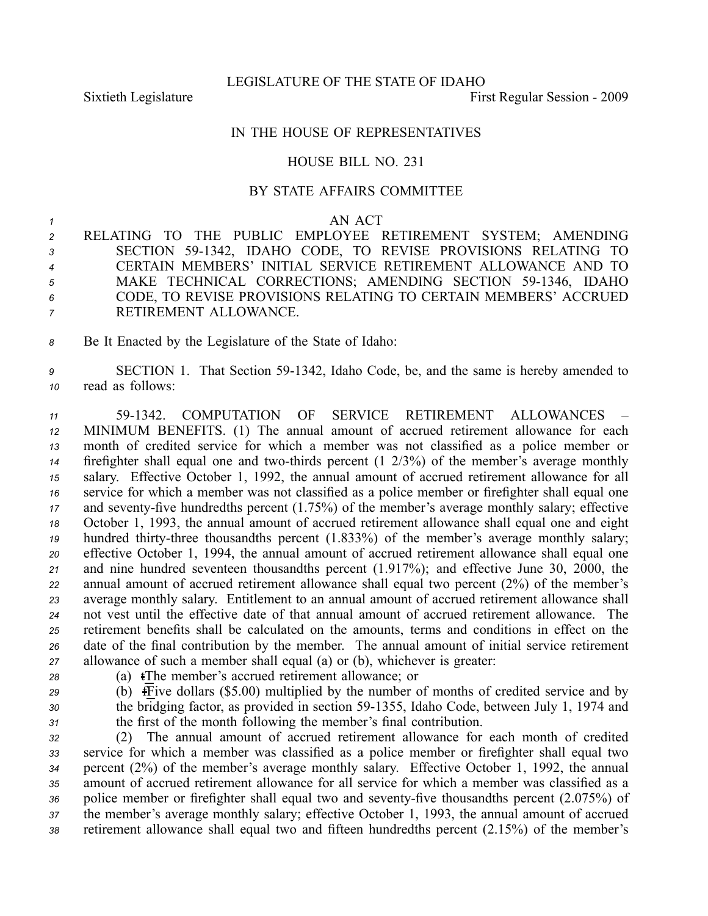LEGISLATURE OF THE STATE OF IDAHO

Sixtieth Legislature First Regular Session - 2009

IN THE HOUSE OF REPRESENTATIVES

HOUSE BILL NO. 231

BY STATE AFFAIRS COMMITTEE

AN ACT

RELATING TO THE PUBLIC EMPLOYEE RETIREMENT SYSTEM; AMENDING SECTION 59-1342, IDAHO CODE, TO REVISE PROVISIONS RELATING TO CERTAIN MEMBERS' INITIAL SERVICE RETIREMENT ALLOWANCE AND TO MAKE TECHNICAL CORRECTIONS; AMENDING SECTION 59-1346, IDAHO CODE, TO REVISE PROVISIONS RELATING TO CERTAIN MEMBERS' ACCRUED RETIREMENT ALLOWANCE.

Be It Enacted by the Legislature of the State of Idaho:

SECTION 1. That Section 59-1342, Idaho Code, be, and the same is hereby amended to read as follows:

59-1342. COMPUTATION OF SERVICE RETIREMENT ALLOWANCES – MINIMUM BENEFITS. (1) The annual amount of accrued retirement allowance for each month of credited service for which a member was not classified as a police member or firefighter shall equal one and two-thirds percent (1 2/3%) of the member's average monthly salary. Effective October 1, 1992, the annual amount of accrued retirement allowance for all service for which a member was not classified as a police member or firefighter shall equal one and seventy-five hundredths percent (1.75%) of the member's average monthly salary; effective October 1, 1993, the annual amount of accrued retirement allowance shall equal one and eight hundred thirty-three thousandths percent (1.833%) of the member's average monthly salary; effective October 1, 1994, the annual amount of accrued retirement allowance shall equal one and nine hundred seventeen thousandths percent (1.917%); and effective June 30, 2000, the annual amount of accrued retirement allowance shall equal two percent (2%) of the member's average monthly salary. Entitlement to an annual amount of accrued retirement allowance shall not vest until the effective date of that annual amount of accrued retirement allowance. The retirement benefits shall be calculated on the amounts, terms and conditions in effect on the date of the final contribution by the member. The annual amount of initial service retirement allowance of such a member shall equal (a) or (b), whichever is greater:

(a) ~~t~~The member's accrued retirement allowance; or

(b) ~~f~~Five dollars ($5.00) multiplied by the number of months of credited service and by the bridging factor, as provided in section 59-1355, Idaho Code, between July 1, 1974 and the first of the month following the member's final contribution.

(2) The annual amount of accrued retirement allowance for each month of credited service for which a member was classified as a police member or firefighter shall equal two percent (2%) of the member's average monthly salary. Effective October 1, 1992, the annual amount of accrued retirement allowance for all service for which a member was classified as a police member or firefighter shall equal two and seventy-five thousandths percent (2.075%) of the member's average monthly salary; effective October 1, 1993, the annual amount of accrued retirement allowance shall equal two and fifteen hundredths percent (2.15%) of the member's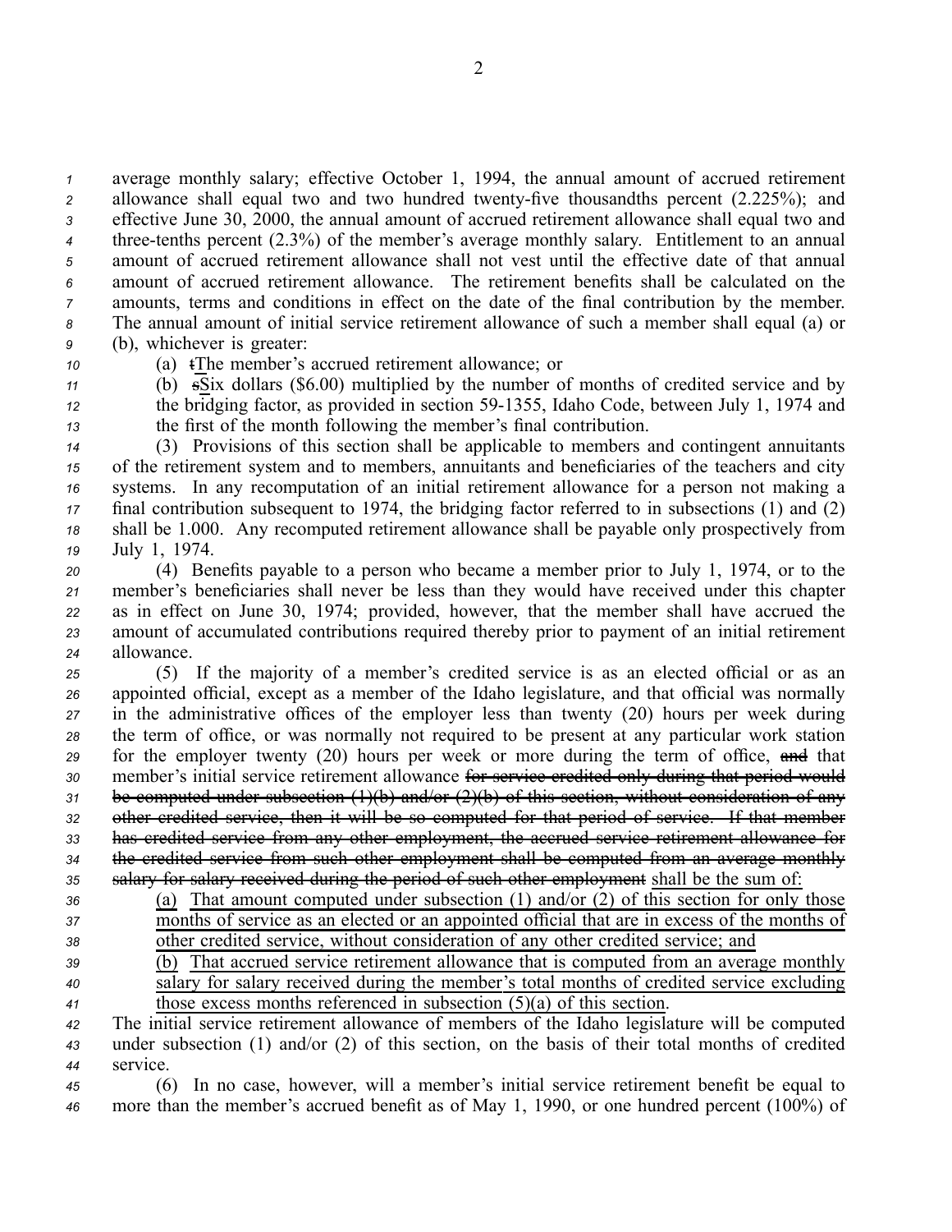average monthly salary; effective October 1, 1994, the annual amount of accrued retirement allowance shall equal two and two hundred twenty-five thousandths percent (2.225%); and effective June 30, 2000, the annual amount of accrued retirement allowance shall equal two and three-tenths percent (2.3%) of the member's average monthly salary. Entitlement to an annual amount of accrued retirement allowance shall not vest until the effective date of that annual amount of accrued retirement allowance. The retirement benefits shall be calculated on the amounts, terms and conditions in effect on the date of the final contribution by the member. The annual amount of initial service retirement allowance of such a member shall equal (a) or (b), whichever is greater:

(a) ~~t~~<u>T</u>he member's accrued retirement allowance; or

(b) ~~s~~<u>S</u>ix dollars ($6.00) multiplied by the number of months of credited service and by the bridging factor, as provided in section 59-1355, Idaho Code, between July 1, 1974 and the first of the month following the member's final contribution.

(3) Provisions of this section shall be applicable to members and contingent annuitants of the retirement system and to members, annuitants and beneficiaries of the teachers and city systems. In any recomputation of an initial retirement allowance for a person not making a final contribution subsequent to 1974, the bridging factor referred to in subsections (1) and (2) shall be 1.000. Any recomputed retirement allowance shall be payable only prospectively from July 1, 1974.

(4) Benefits payable to a person who became a member prior to July 1, 1974, or to the member's beneficiaries shall never be less than they would have received under this chapter as in effect on June 30, 1974; provided, however, that the member shall have accrued the amount of accumulated contributions required thereby prior to payment of an initial retirement allowance.

(5) If the majority of a member's credited service is as an elected official or as an appointed official, except as a member of the Idaho legislature, and that official was normally in the administrative offices of the employer less than twenty (20) hours per week during the term of office, or was normally not required to be present at any particular work station for the employer twenty (20) hours per week or more during the term of office, ~~and~~ that member's initial service retirement allowance ~~for service credited only during that period would be computed under subsection (1)(b) and/or (2)(b) of this section, without consideration of any other credited service, then it will be so computed for that period of service. If that member has credited service from any other employment, the accrued service retirement allowance for the credited service from such other employment shall be computed from an average monthly salary for salary received during the period of such other employment~~ <u>shall be the sum of:</u>

<u>(a) That amount computed under subsection (1) and/or (2) of this section for only those months of service as an elected or an appointed official that are in excess of the months of other credited service, without consideration of any other credited service; and</u>

<u>(b) That accrued service retirement allowance that is computed from an average monthly salary for salary received during the member's total months of credited service excluding those excess months referenced in subsection (5)(a) of this section</u>.

The initial service retirement allowance of members of the Idaho legislature will be computed under subsection (1) and/or (2) of this section, on the basis of their total months of credited service.

(6) In no case, however, will a member's initial service retirement benefit be equal to more than the member's accrued benefit as of May 1, 1990, or one hundred percent (100%) of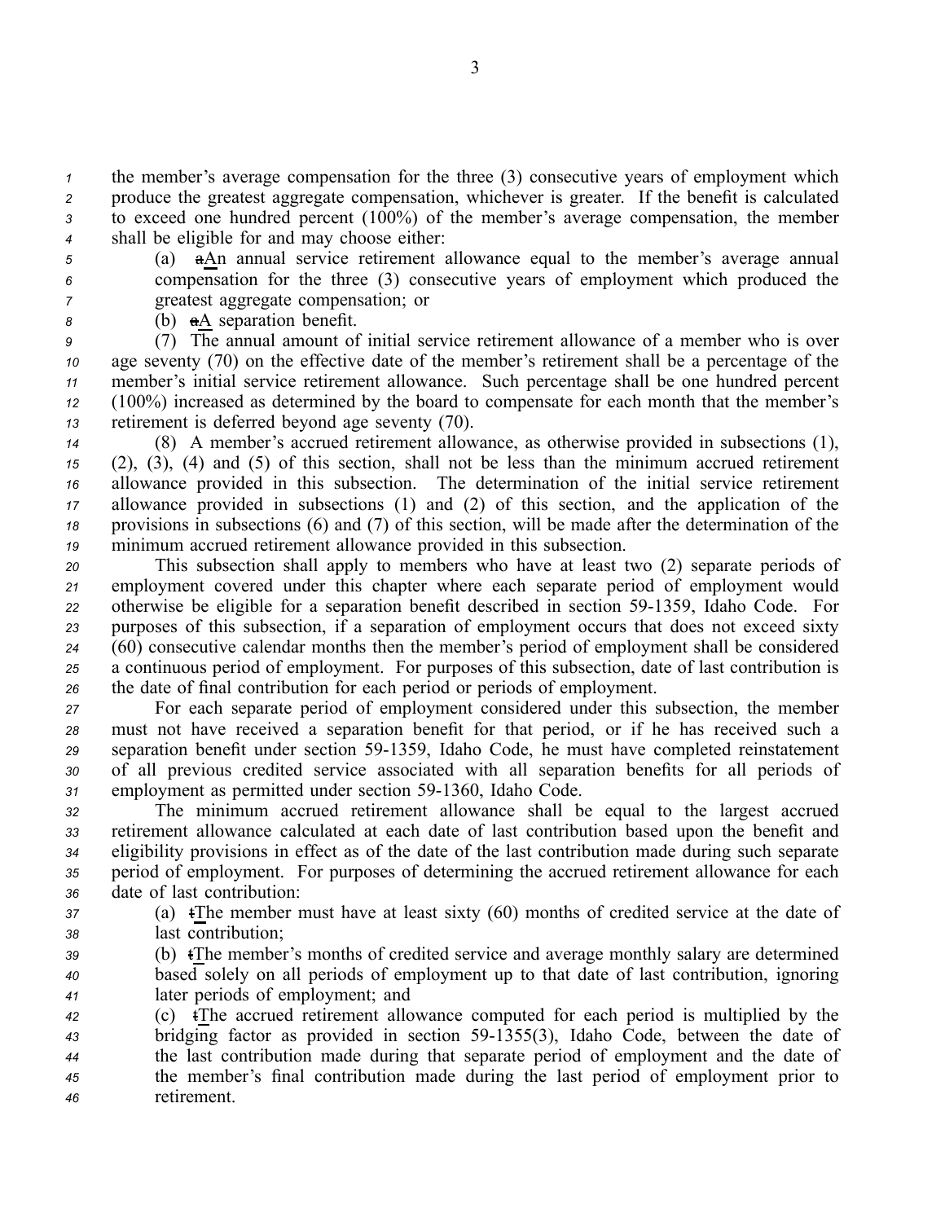the member's average compensation for the three (3) consecutive years of employment which produce the greatest aggregate compensation, whichever is greater. If the benefit is calculated to exceed one hundred percent (100%) of the member's average compensation, the member shall be eligible for and may choose either:

(a) ~~a~~An annual service retirement allowance equal to the member's average annual compensation for the three (3) consecutive years of employment which produced the greatest aggregate compensation; or

(b) ~~a~~A separation benefit.

(7) The annual amount of initial service retirement allowance of a member who is over age seventy (70) on the effective date of the member's retirement shall be a percentage of the member's initial service retirement allowance. Such percentage shall be one hundred percent (100%) increased as determined by the board to compensate for each month that the member's retirement is deferred beyond age seventy (70).

(8) A member's accrued retirement allowance, as otherwise provided in subsections (1), (2), (3), (4) and (5) of this section, shall not be less than the minimum accrued retirement allowance provided in this subsection. The determination of the initial service retirement allowance provided in subsections (1) and (2) of this section, and the application of the provisions in subsections (6) and (7) of this section, will be made after the determination of the minimum accrued retirement allowance provided in this subsection.

This subsection shall apply to members who have at least two (2) separate periods of employment covered under this chapter where each separate period of employment would otherwise be eligible for a separation benefit described in section 59-1359, Idaho Code. For purposes of this subsection, if a separation of employment occurs that does not exceed sixty (60) consecutive calendar months then the member's period of employment shall be considered a continuous period of employment. For purposes of this subsection, date of last contribution is the date of final contribution for each period or periods of employment.

For each separate period of employment considered under this subsection, the member must not have received a separation benefit for that period, or if he has received such a separation benefit under section 59-1359, Idaho Code, he must have completed reinstatement of all previous credited service associated with all separation benefits for all periods of employment as permitted under section 59-1360, Idaho Code.

The minimum accrued retirement allowance shall be equal to the largest accrued retirement allowance calculated at each date of last contribution based upon the benefit and eligibility provisions in effect as of the date of the last contribution made during such separate period of employment. For purposes of determining the accrued retirement allowance for each date of last contribution:

(a) ~~t~~The member must have at least sixty (60) months of credited service at the date of last contribution;

(b) ~~t~~The member's months of credited service and average monthly salary are determined based solely on all periods of employment up to that date of last contribution, ignoring later periods of employment; and

(c) ~~t~~The accrued retirement allowance computed for each period is multiplied by the bridging factor as provided in section 59-1355(3), Idaho Code, between the date of the last contribution made during that separate period of employment and the date of the member's final contribution made during the last period of employment prior to retirement.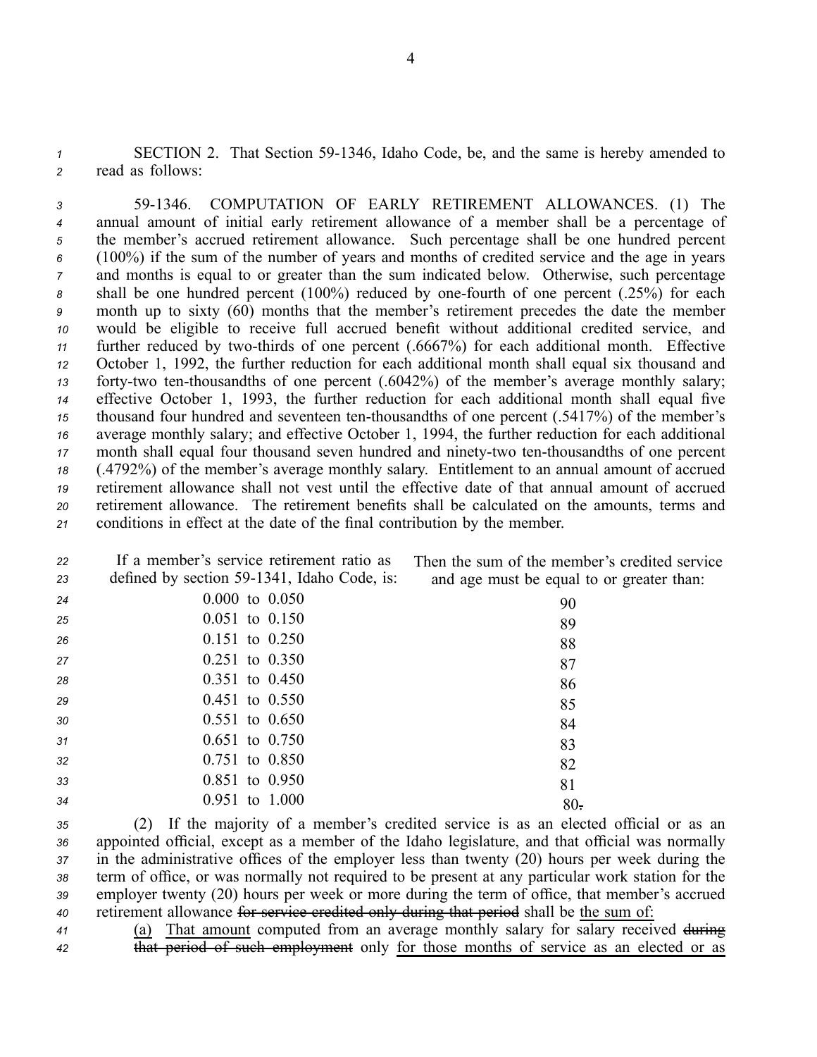SECTION 2. That Section 59-1346, Idaho Code, be, and the same is hereby amended to read as follows:

59-1346. COMPUTATION OF EARLY RETIREMENT ALLOWANCES. (1) The annual amount of initial early retirement allowance of a member shall be a percentage of the member's accrued retirement allowance. Such percentage shall be one hundred percent (100%) if the sum of the number of years and months of credited service and the age in years and months is equal to or greater than the sum indicated below. Otherwise, such percentage shall be one hundred percent (100%) reduced by one-fourth of one percent (.25%) for each month up to sixty (60) months that the member's retirement precedes the date the member would be eligible to receive full accrued benefit without additional credited service, and further reduced by two-thirds of one percent (.6667%) for each additional month. Effective October 1, 1992, the further reduction for each additional month shall equal six thousand and forty-two ten-thousandths of one percent (.6042%) of the member's average monthly salary; effective October 1, 1993, the further reduction for each additional month shall equal five thousand four hundred and seventeen ten-thousandths of one percent (.5417%) of the member's average monthly salary; and effective October 1, 1994, the further reduction for each additional month shall equal four thousand seven hundred and ninety-two ten-thousandths of one percent (.4792%) of the member's average monthly salary. Entitlement to an annual amount of accrued retirement allowance shall not vest until the effective date of that annual amount of accrued retirement allowance. The retirement benefits shall be calculated on the amounts, terms and conditions in effect at the date of the final contribution by the member.

| If a member's service retirement ratio as defined by section 59-1341, Idaho Code, is: | Then the sum of the member's credited service and age must be equal to or greater than: |
|---|---|
| 0.000 to 0.050 | 90 |
| 0.051 to 0.150 | 89 |
| 0.151 to 0.250 | 88 |
| 0.251 to 0.350 | 87 |
| 0.351 to 0.450 | 86 |
| 0.451 to 0.550 | 85 |
| 0.551 to 0.650 | 84 |
| 0.651 to 0.750 | 83 |
| 0.751 to 0.850 | 82 |
| 0.851 to 0.950 | 81 |
| 0.951 to 1.000 | 80~~.~~ |

(2) If the majority of a member's credited service is as an elected official or as an appointed official, except as a member of the Idaho legislature, and that official was normally in the administrative offices of the employer less than twenty (20) hours per week during the term of office, or was normally not required to be present at any particular work station for the employer twenty (20) hours per week or more during the term of office, that member's accrued retirement allowance ~~for service credited only during that period~~ shall be <u>the sum of:</u>

<u>(a)</u> <u>That amount</u> computed from an average monthly salary for salary received ~~during that period of such employment~~ only <u>for those months of service as an elected or as</u>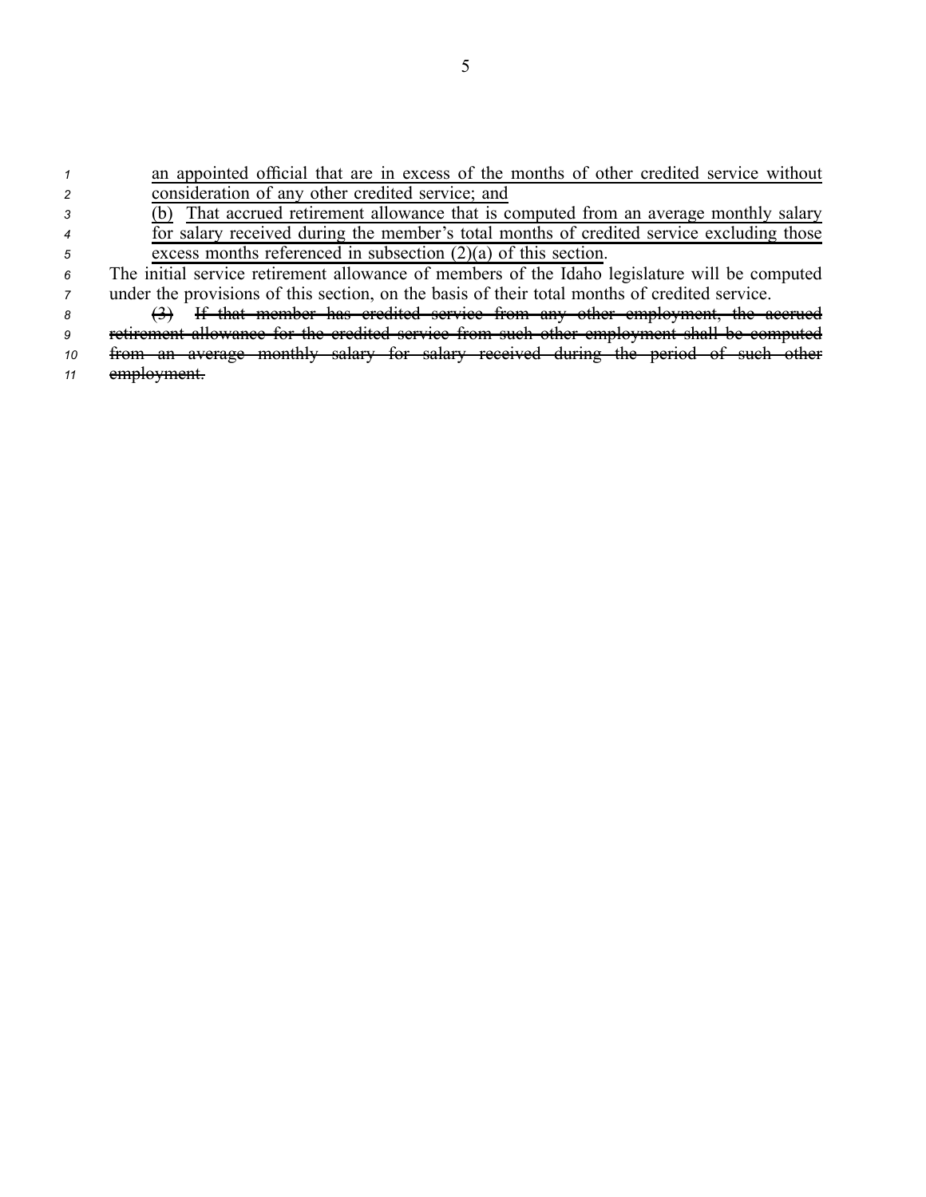an appointed official that are in excess of the months of other credited service without consideration of any other credited service; and

(b) That accrued retirement allowance that is computed from an average monthly salary for salary received during the member's total months of credited service excluding those excess months referenced in subsection (2)(a) of this section.

The initial service retirement allowance of members of the Idaho legislature will be computed under the provisions of this section, on the basis of their total months of credited service.

~~(3) If that member has credited service from any other employment, the accrued retirement allowance for the credited service from such other employment shall be computed from an average monthly salary for salary received during the period of such other employment.~~